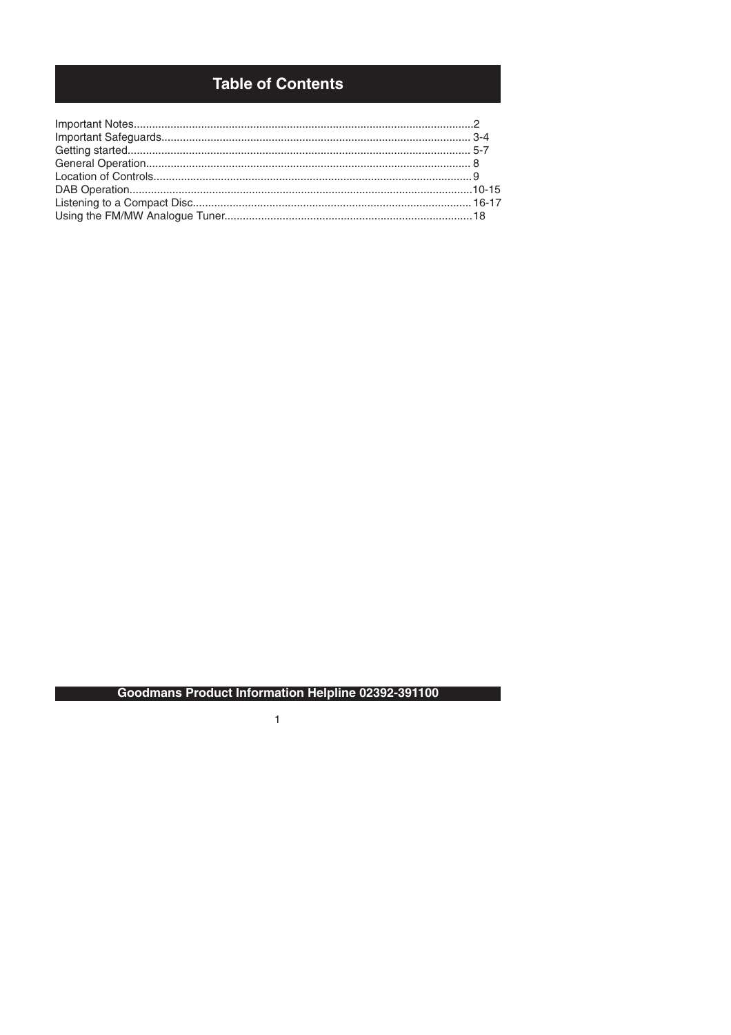# Table of Contents

Important Notes.......................................................................................................2
Important Safeguards.............................................................................................. 3-4
Getting started......................................................................................................... 5-7
General Operation................................................................................................... 8
Location of Controls................................................................................................. 9
DAB Operation.........................................................................................................10-15
Listening to a Compact Disc.................................................................................... 16-17
Using the FM/MW Analogue Tuner..........................................................................18

**Goodmans Product Information Helpline 02392-391100**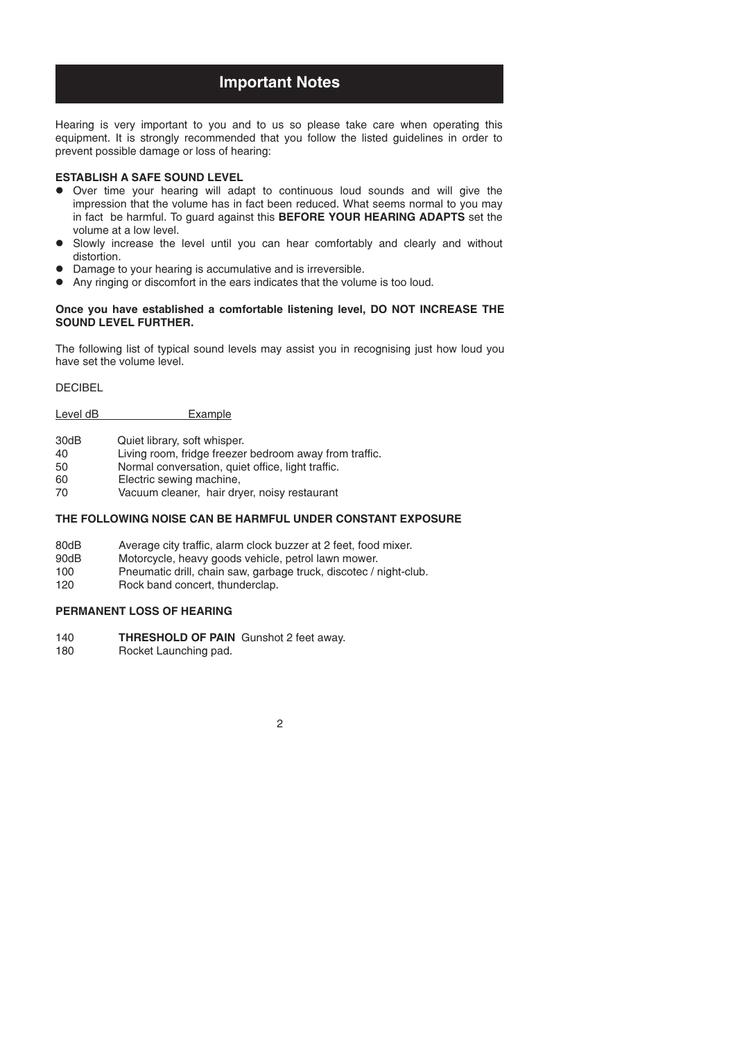# Important Notes

Hearing is very important to you and to us so please take care when operating this equipment. It is strongly recommended that you follow the listed guidelines in order to prevent possible damage or loss of hearing:

**ESTABLISH A SAFE SOUND LEVEL**

- Over time your hearing will adapt to continuous loud sounds and will give the impression that the volume has in fact been reduced. What seems normal to you may in fact be harmful. To guard against this **BEFORE YOUR HEARING ADAPTS** set the volume at a low level.
- Slowly increase the level until you can hear comfortably and clearly and without distortion.
- Damage to your hearing is accumulative and is irreversible.
- Any ringing or discomfort in the ears indicates that the volume is too loud.

**Once you have established a comfortable listening level, DO NOT INCREASE THE SOUND LEVEL FURTHER.**

The following list of typical sound levels may assist you in recognising just how loud you have set the volume level.

DECIBEL

| Level dB | Example |
|---|---|
| 30dB | Quiet library, soft whisper. |
| 40 | Living room, fridge freezer bedroom away from traffic. |
| 50 | Normal conversation, quiet office, light traffic. |
| 60 | Electric sewing machine, |
| 70 | Vacuum cleaner, hair dryer, noisy restaurant |

**THE FOLLOWING NOISE CAN BE HARMFUL UNDER CONSTANT EXPOSURE**

| | |
|---|---|
| 80dB | Average city traffic, alarm clock buzzer at 2 feet, food mixer. |
| 90dB | Motorcycle, heavy goods vehicle, petrol lawn mower. |
| 100 | Pneumatic drill, chain saw, garbage truck, discotec / night-club. |
| 120 | Rock band concert, thunderclap. |

**PERMANENT LOSS OF HEARING**

| | |
|---|---|
| 140 | **THRESHOLD OF PAIN** Gunshot 2 feet away. |
| 180 | Rocket Launching pad. |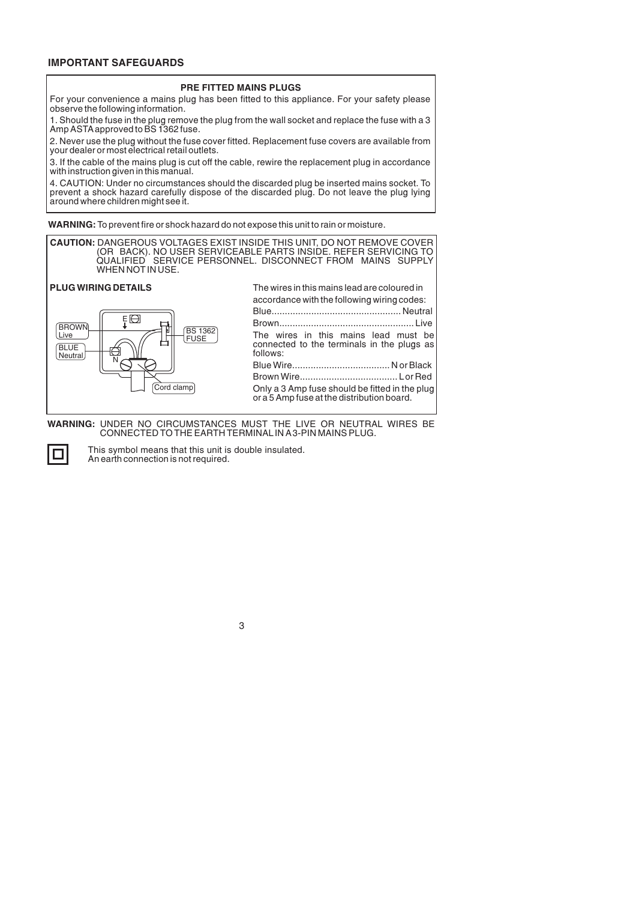## IMPORTANT SAFEGUARDS

### PRE FITTED MAINS PLUGS

For your convenience a mains plug has been fitted to this appliance. For your safety please observe the following information.

1. Should the fuse in the plug remove the plug from the wall socket and replace the fuse with a 3 Amp ASTA approved to BS 1362 fuse.

2. Never use the plug without the fuse cover fitted. Replacement fuse covers are available from your dealer or most electrical retail outlets.

3. If the cable of the mains plug is cut off the cable, rewire the replacement plug in accordance with instruction given in this manual.

4. CAUTION: Under no circumstances should the discarded plug be inserted mains socket. To prevent a shock hazard carefully dispose of the discarded plug. Do not leave the plug lying around where children might see it.

**WARNING:** To prevent fire or shock hazard do not expose this unit to rain or moisture.

**CAUTION:** DANGEROUS VOLTAGES EXIST INSIDE THIS UNIT, DO NOT REMOVE COVER (OR BACK). NO USER SERVICEABLE PARTS INSIDE. REFER SERVICING TO QUALIFIED SERVICE PERSONNEL. DISCONNECT FROM MAINS SUPPLY WHEN NOT IN USE.

**PLUG WIRING DETAILS**

BROWN Live
BLUE Neutral
E
N
BS 1362 FUSE
Cord clamp

The wires in this mains lead are coloured in accordance with the following wiring codes:

Blue................................................ Neutral
Brown.................................................. Live

The wires in this mains lead must be connected to the terminals in the plugs as follows:

Blue Wire.................................... N or Black
Brown Wire.................................... L or Red

Only a 3 Amp fuse should be fitted in the plug or a 5 Amp fuse at the distribution board.

**WARNING:** UNDER NO CIRCUMSTANCES MUST THE LIVE OR NEUTRAL WIRES BE CONNECTED TO THE EARTH TERMINAL IN A 3-PIN MAINS PLUG.

This symbol means that this unit is double insulated.
An earth connection is not required.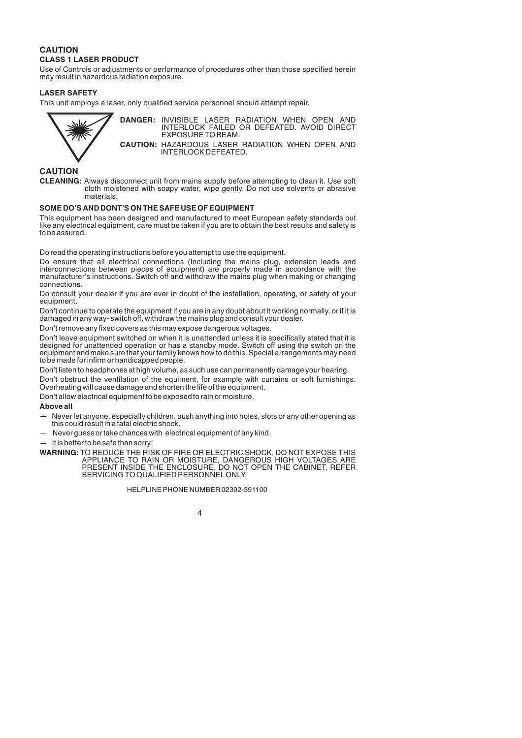## CAUTION

**CLASS 1 LASER PRODUCT**

Use of Controls or adjustments or performance of procedures other than those specified herein may result in hazardous radiation exposure.

**LASER SAFETY**

This unit employs a laser, only qualified service personnel should attempt repair.

**DANGER:** INVISIBLE LASER RADIATION WHEN OPEN AND INTERLOCK FAILED OR DEFEATED. AVOID DIRECT EXPOSURE TO BEAM.

**CAUTION:** HAZARDOUS LASER RADIATION WHEN OPEN AND INTERLOCK DEFEATED.

## CAUTION

**CLEANING:** Always disconnect unit from mains supply before attempting to clean it. Use soft cloth moistened with soapy water, wipe gently. Do not use solvents or abrasive materials.

**SOME DO'S AND DONT'S ON THE SAFE USE OF EQUIPMENT**

This equipment has been designed and manufactured to meet European safety standards but like any electrical equipment, care must be taken if you are to obtain the best results and safety is to be assured.

Do read the operating instructions before you attempt to use the equipment.

Do ensure that all electrical connections (Including the mains plug, extension leads and interconnections between pieces of equipment) are properly made in accordance with the manufacturer's instructions. Switch off and withdraw the mains plug when making or changing connections.

Do consult your dealer if you are ever in doubt of the installation, operating, or safety of your equipment.

Don't continue to operate the equipment if you are in any doubt about it working normally, or if it is damaged in any way- switch off, withdraw the mains plug and consult your dealer.

Don't remove any fixed covers as this may expose dangerous voltages.

Don't leave equipment switched on when it is unattended unless it is specifically stated that it is designed for unattended operation or has a standby mode. Switch off using the switch on the equipment and make sure that your family knows how to do this. Special arrangements may need to be made for infirm or handicapped people.

Don't listen to headphones at high volume, as such use can permanently damage your hearing.

Don't obstruct the ventilation of the equiment, for example with curtains or soft furnishings. Overheating will cause damage and shorten the life of the equipment.

Don't allow electrical equipment to be exposed to rain or moisture.

**Above all**

— Never let anyone, especially children, push anything into holes, slots or any other opening as this could result in a fatal electric shock.

— Never guess or take chances with electrical equipment of any kind.

— It is better to be safe than sorry!

**WARNING:** TO REDUCE THE RISK OF FIRE OR ELECTRIC SHOCK, DO NOT EXPOSE THIS APPLIANCE TO RAIN OR MOISTURE, DANGEROUS HIGH VOLTAGES ARE PRESENT INSIDE THE ENCLOSURE, DO NOT OPEN THE CABINET, REFER SERVICING TO QUALIFIED PERSONNEL ONLY.

HELPLINE PHONE NUMBER 02392-391100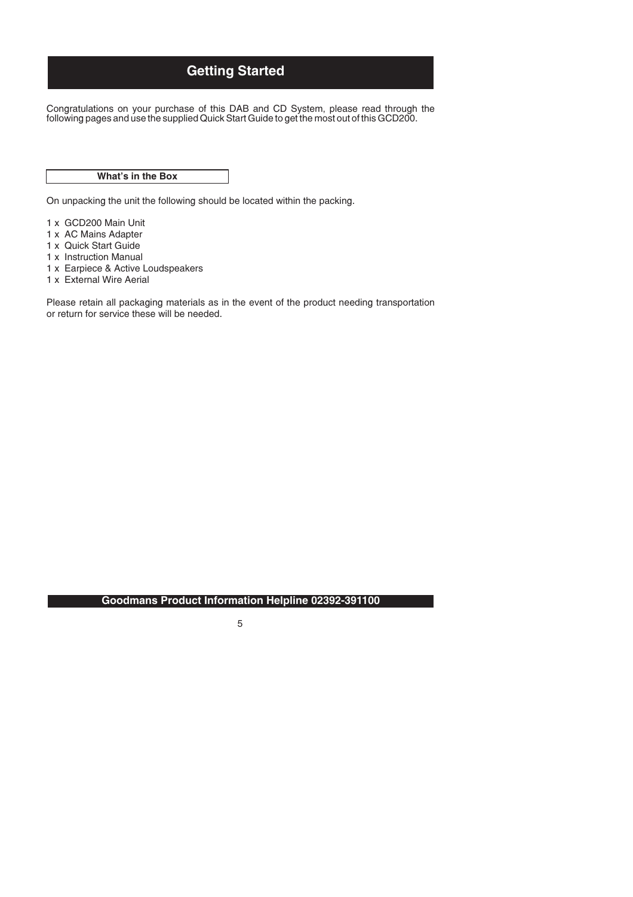# Getting Started

Congratulations on your purchase of this DAB and CD System, please read through the following pages and use the supplied Quick Start Guide to get the most out of this GCD200.

## What's in the Box

On unpacking the unit the following should be located within the packing.

1 x GCD200 Main Unit
1 x AC Mains Adapter
1 x Quick Start Guide
1 x Instruction Manual
1 x Earpiece & Active Loudspeakers
1 x External Wire Aerial

Please retain all packaging materials as in the event of the product needing transportation or return for service these will be needed.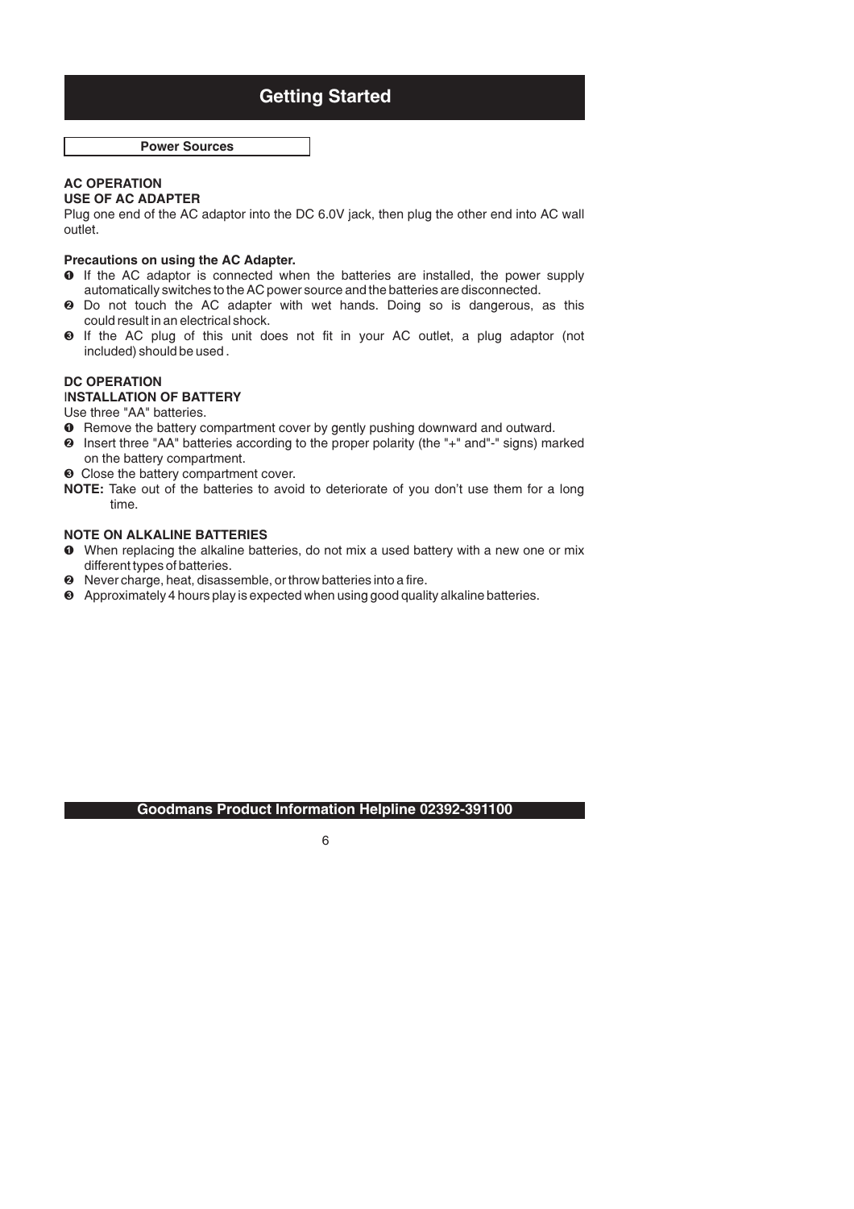# Getting Started

## Power Sources

**AC OPERATION**

**USE OF AC ADAPTER**

Plug one end of the AC adaptor into the DC 6.0V jack, then plug the other end into AC wall outlet.

**Precautions on using the AC Adapter.**

1. If the AC adaptor is connected when the batteries are installed, the power supply automatically switches to the AC power source and the batteries are disconnected.
2. Do not touch the AC adapter with wet hands. Doing so is dangerous, as this could result in an electrical shock.
3. If the AC plug of this unit does not fit in your AC outlet, a plug adaptor (not included) should be used .

**DC OPERATION**

**INSTALLATION OF BATTERY**

Use three "AA" batteries.

1. Remove the battery compartment cover by gently pushing downward and outward.
2. Insert three "AA" batteries according to the proper polarity (the "+" and"-" signs) marked on the battery compartment.
3. Close the battery compartment cover.

**NOTE:** Take out of the batteries to avoid to deteriorate of you don't use them for a long time.

**NOTE ON ALKALINE BATTERIES**

1. When replacing the alkaline batteries, do not mix a used battery with a new one or mix different types of batteries.
2. Never charge, heat, disassemble, or throw batteries into a fire.
3. Approximately 4 hours play is expected when using good quality alkaline batteries.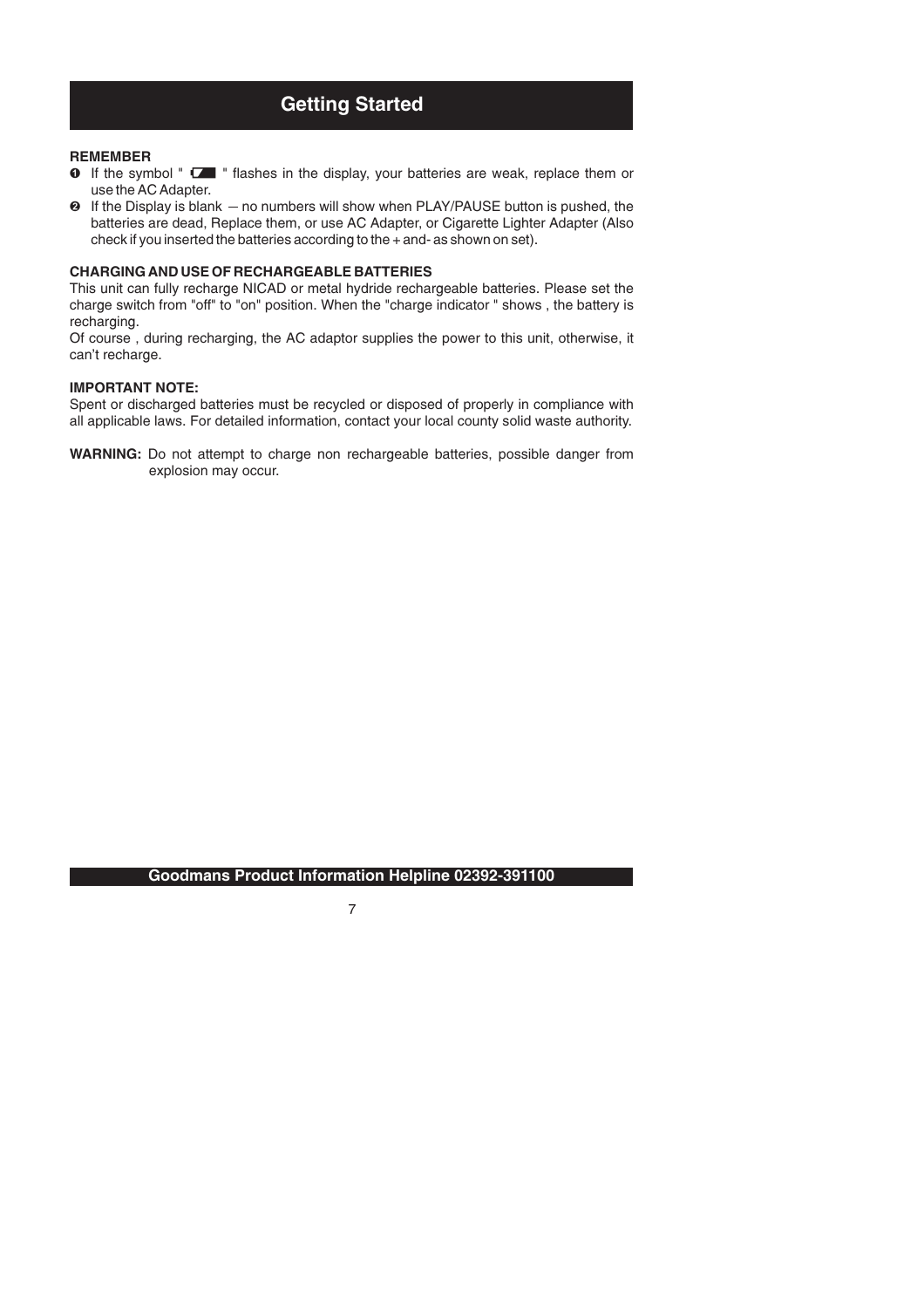# Getting Started

**REMEMBER**

1. If the symbol " ▭ " flashes in the display, your batteries are weak, replace them or use the AC Adapter.
2. If the Display is blank — no numbers will show when PLAY/PAUSE button is pushed, the batteries are dead, Replace them, or use AC Adapter, or Cigarette Lighter Adapter (Also check if you inserted the batteries according to the + and- as shown on set).

**CHARGING AND USE OF RECHARGEABLE BATTERIES**

This unit can fully recharge NICAD or metal hydride rechargeable batteries. Please set the charge switch from "off" to "on" position. When the "charge indicator " shows , the battery is recharging.

Of course , during recharging, the AC adaptor supplies the power to this unit, otherwise, it can't recharge.

**IMPORTANT NOTE:**

Spent or discharged batteries must be recycled or disposed of properly in compliance with all applicable laws. For detailed information, contact your local county solid waste authority.

**WARNING:** Do not attempt to charge non rechargeable batteries, possible danger from explosion may occur.

**Goodmans Product Information Helpline 02392-391100**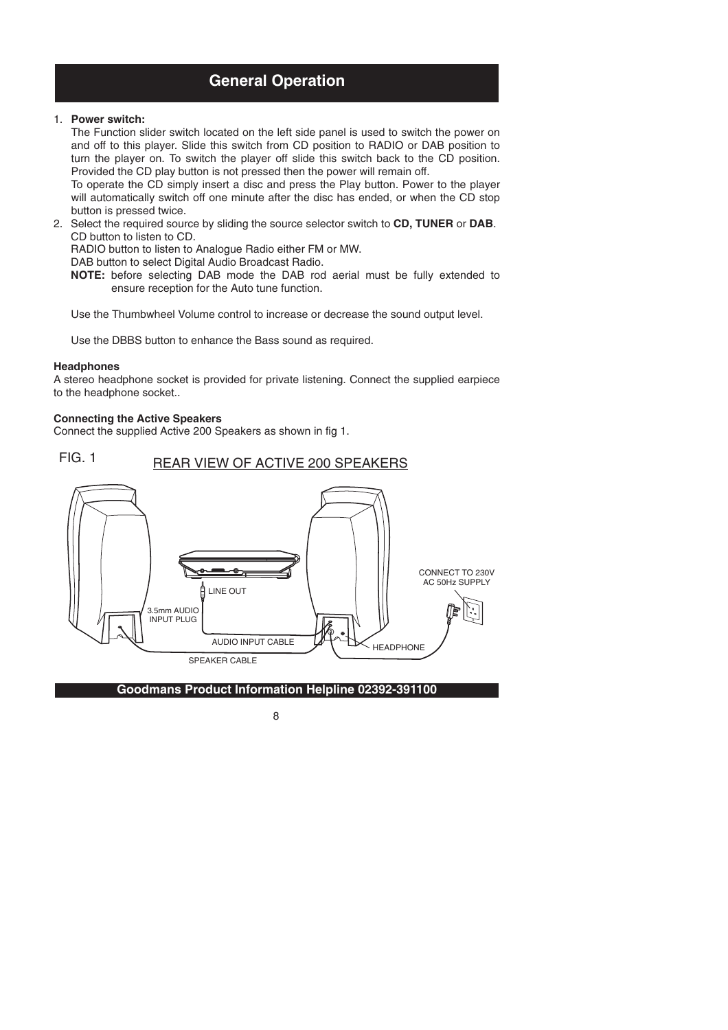# General Operation

1. **Power switch:**
   The Function slider switch located on the left side panel is used to switch the power on and off to this player. Slide this switch from CD position to RADIO or DAB position to turn the player on. To switch the player off slide this switch back to the CD position. Provided the CD play button is not pressed then the power will remain off.
   To operate the CD simply insert a disc and press the Play button. Power to the player will automatically switch off one minute after the disc has ended, or when the CD stop button is pressed twice.
2. Select the required source by sliding the source selector switch to **CD, TUNER** or **DAB**.
   CD button to listen to CD.
   RADIO button to listen to Analogue Radio either FM or MW.
   DAB button to select Digital Audio Broadcast Radio.
   **NOTE:** before selecting DAB mode the DAB rod aerial must be fully extended to ensure reception for the Auto tune function.

   Use the Thumbwheel Volume control to increase or decrease the sound output level.

   Use the DBBS button to enhance the Bass sound as required.

**Headphones**
A stereo headphone socket is provided for private listening. Connect the supplied earpiece to the headphone socket..

**Connecting the Active Speakers**
Connect the supplied Active 200 Speakers as shown in fig 1.

FIG. 1 REAR VIEW OF ACTIVE 200 SPEAKERS

LINE OUT
3.5mm AUDIO INPUT PLUG
AUDIO INPUT CABLE
SPEAKER CABLE
HEADPHONE
CONNECT TO 230V AC 50Hz SUPPLY

**Goodmans Product Information Helpline 02392-391100**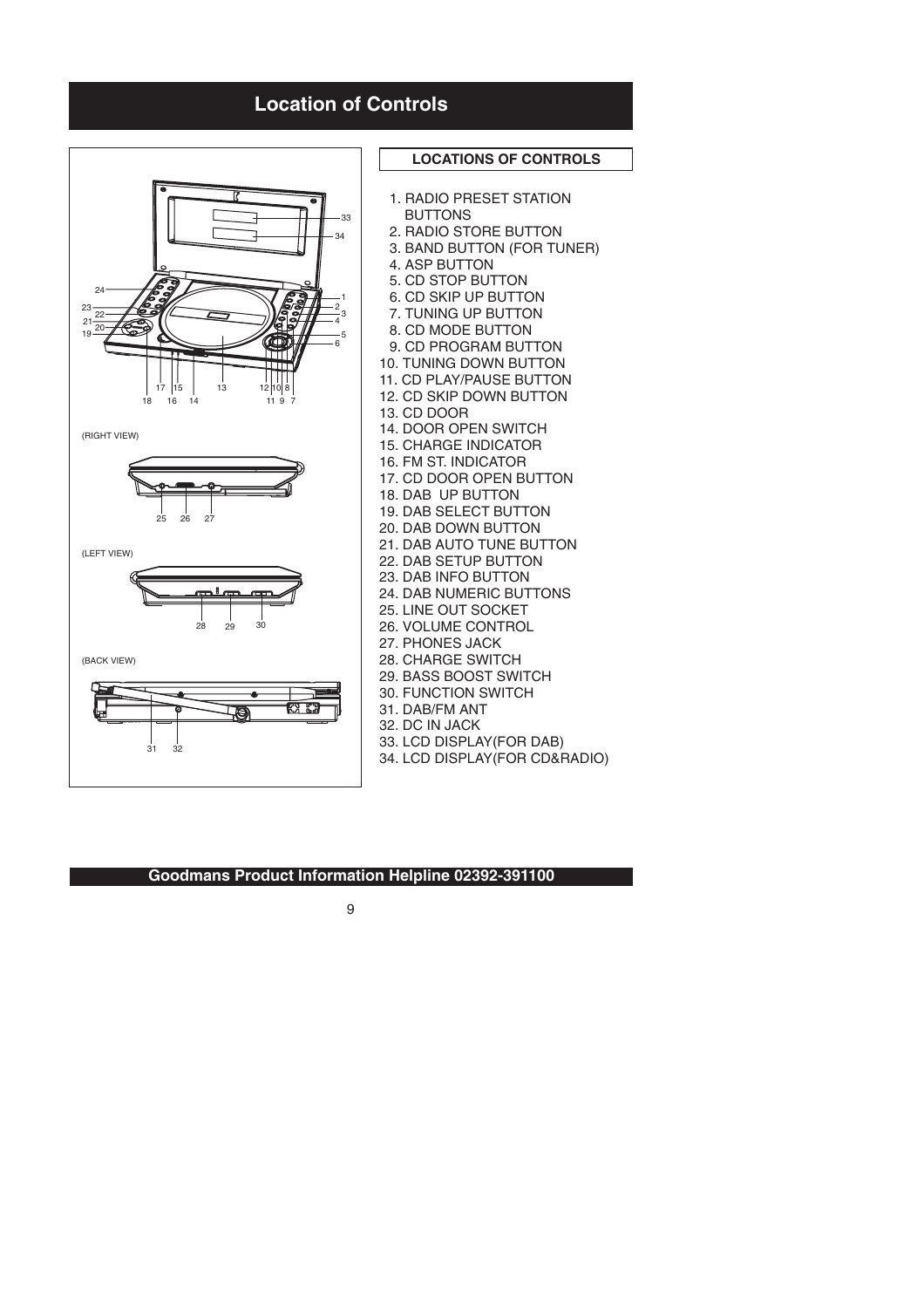# Location of Controls

(RIGHT VIEW)

(LEFT VIEW)

(BACK VIEW)

**LOCATIONS OF CONTROLS**

1. RADIO PRESET STATION BUTTONS
2. RADIO STORE BUTTON
3. BAND BUTTON (FOR TUNER)
4. ASP BUTTON
5. CD STOP BUTTON
6. CD SKIP UP BUTTON
7. TUNING UP BUTTON
8. CD MODE BUTTON
9. CD PROGRAM BUTTON
10. TUNING DOWN BUTTON
11. CD PLAY/PAUSE BUTTON
12. CD SKIP DOWN BUTTON
13. CD DOOR
14. DOOR OPEN SWITCH
15. CHARGE INDICATOR
16. FM ST. INDICATOR
17. CD DOOR OPEN BUTTON
18. DAB UP BUTTON
19. DAB SELECT BUTTON
20. DAB DOWN BUTTON
21. DAB AUTO TUNE BUTTON
22. DAB SETUP BUTTON
23. DAB INFO BUTTON
24. DAB NUMERIC BUTTONS
25. LINE OUT SOCKET
26. VOLUME CONTROL
27. PHONES JACK
28. CHARGE SWITCH
29. BASS BOOST SWITCH
30. FUNCTION SWITCH
31. DAB/FM ANT
32. DC IN JACK
33. LCD DISPLAY(FOR DAB)
34. LCD DISPLAY(FOR CD&RADIO)

**Goodmans Product Information Helpline 02392-391100**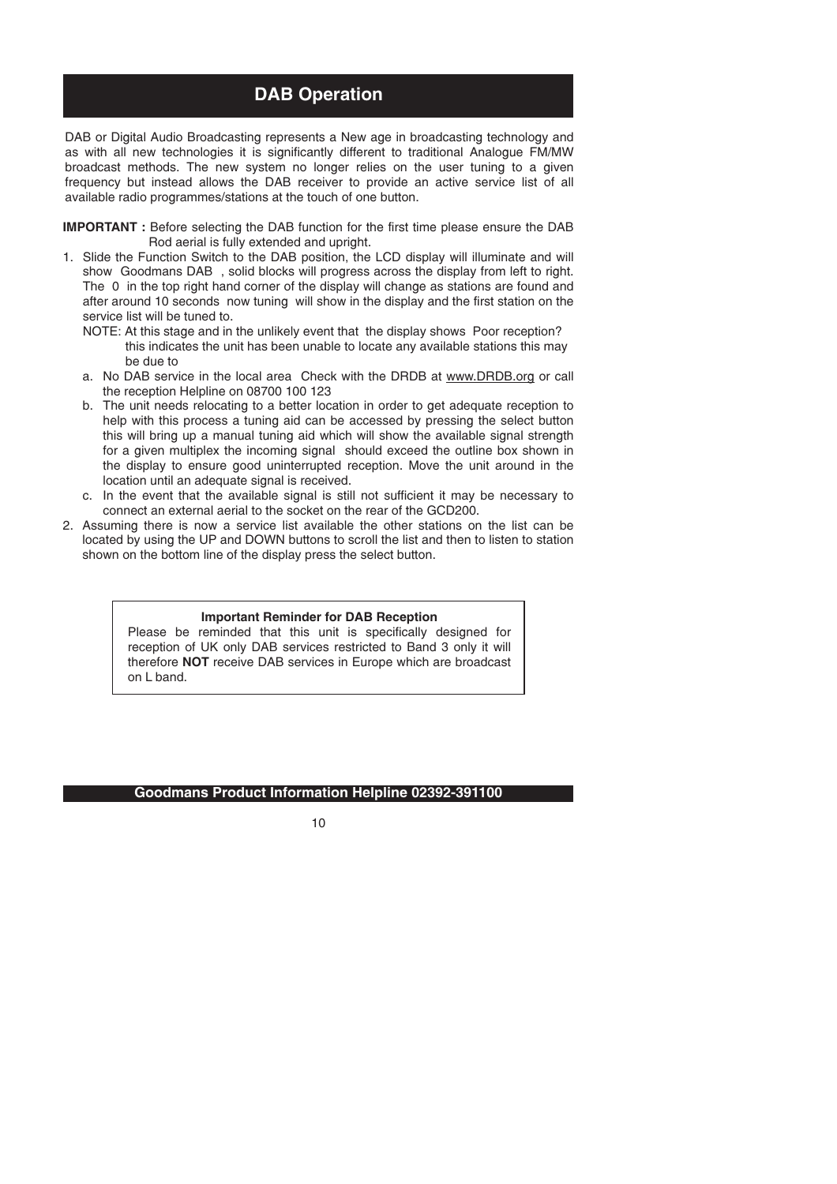# DAB Operation

DAB or Digital Audio Broadcasting represents a New age in broadcasting technology and as with all new technologies it is significantly different to traditional Analogue FM/MW broadcast methods. The new system no longer relies on the user tuning to a given frequency but instead allows the DAB receiver to provide an active service list of all available radio programmes/stations at the touch of one button.

**IMPORTANT :** Before selecting the DAB function for the first time please ensure the DAB Rod aerial is fully extended and upright.

1. Slide the Function Switch to the DAB position, the LCD display will illuminate and will show Goodmans DAB , solid blocks will progress across the display from left to right. The 0 in the top right hand corner of the display will change as stations are found and after around 10 seconds now tuning will show in the display and the first station on the service list will be tuned to.

   NOTE: At this stage and in the unlikely event that the display shows Poor reception? this indicates the unit has been unable to locate any available stations this may be due to

   a. No DAB service in the local area Check with the DRDB at www.DRDB.org or call the reception Helpline on 08700 100 123
   b. The unit needs relocating to a better location in order to get adequate reception to help with this process a tuning aid can be accessed by pressing the select button this will bring up a manual tuning aid which will show the available signal strength for a given multiplex the incoming signal should exceed the outline box shown in the display to ensure good uninterrupted reception. Move the unit around in the location until an adequate signal is received.
   c. In the event that the available signal is still not sufficient it may be necessary to connect an external aerial to the socket on the rear of the GCD200.

2. Assuming there is now a service list available the other stations on the list can be located by using the UP and DOWN buttons to scroll the list and then to listen to station shown on the bottom line of the display press the select button.

**Important Reminder for DAB Reception**

Please be reminded that this unit is specifically designed for reception of UK only DAB services restricted to Band 3 only it will therefore **NOT** receive DAB services in Europe which are broadcast on L band.

**Goodmans Product Information Helpline 02392-391100**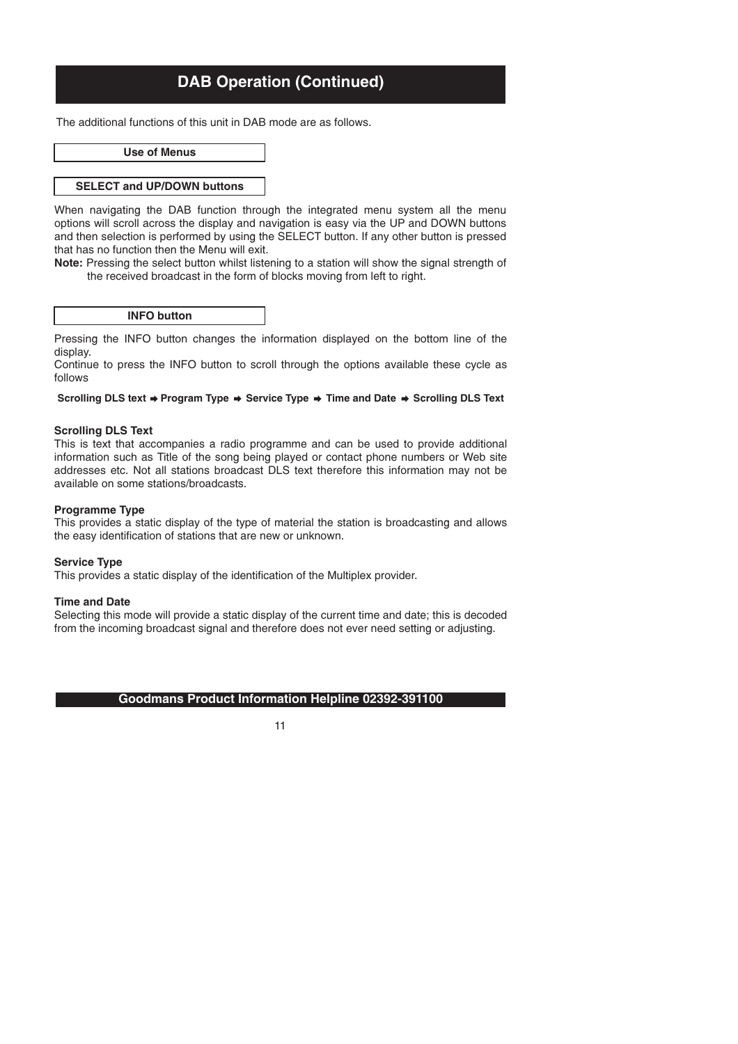# DAB Operation (Continued)

The additional functions of this unit in DAB mode are as follows.

## Use of Menus

### SELECT and UP/DOWN buttons

When navigating the DAB function through the integrated menu system all the menu options will scroll across the display and navigation is easy via the UP and DOWN buttons and then selection is performed by using the SELECT button. If any other button is pressed that has no function then the Menu will exit.

**Note:** Pressing the select button whilst listening to a station will show the signal strength of the received broadcast in the form of blocks moving from left to right.

### INFO button

Pressing the INFO button changes the information displayed on the bottom line of the display.

Continue to press the INFO button to scroll through the options available these cycle as follows

**Scrolling DLS text ➡ Program Type ➡ Service Type ➡ Time and Date ➡ Scrolling DLS Text**

**Scrolling DLS Text**

This is text that accompanies a radio programme and can be used to provide additional information such as Title of the song being played or contact phone numbers or Web site addresses etc. Not all stations broadcast DLS text therefore this information may not be available on some stations/broadcasts.

**Programme Type**

This provides a static display of the type of material the station is broadcasting and allows the easy identification of stations that are new or unknown.

**Service Type**

This provides a static display of the identification of the Multiplex provider.

**Time and Date**

Selecting this mode will provide a static display of the current time and date; this is decoded from the incoming broadcast signal and therefore does not ever need setting or adjusting.

**Goodmans Product Information Helpline 02392-391100**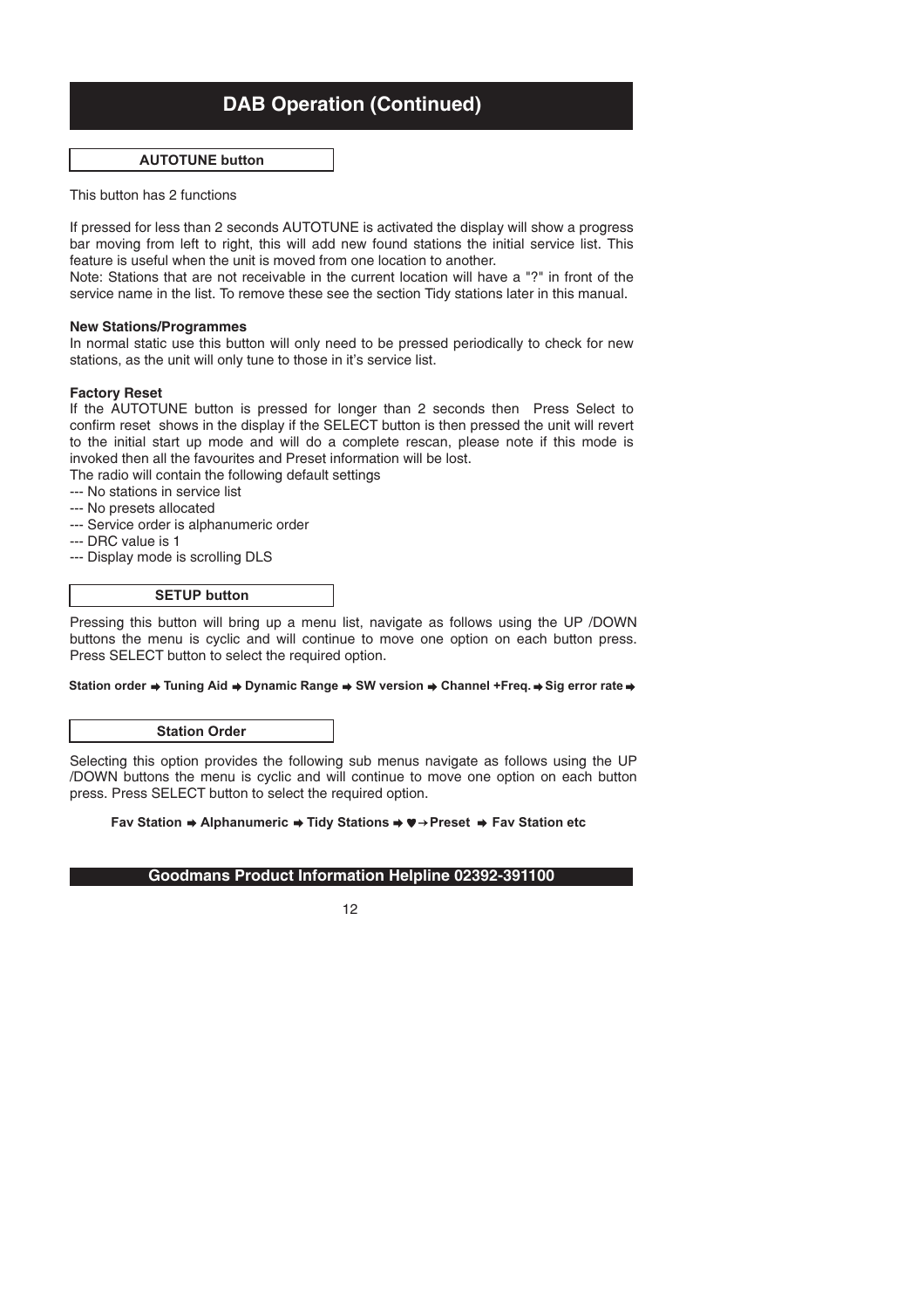# DAB Operation (Continued)

## AUTOTUNE button

This button has 2 functions

If pressed for less than 2 seconds AUTOTUNE is activated the display will show a progress bar moving from left to right, this will add new found stations the initial service list. This feature is useful when the unit is moved from one location to another.
Note: Stations that are not receivable in the current location will have a "?" in front of the service name in the list. To remove these see the section Tidy stations later in this manual.

**New Stations/Programmes**
In normal static use this button will only need to be pressed periodically to check for new stations, as the unit will only tune to those in it's service list.

**Factory Reset**
If the AUTOTUNE button is pressed for longer than 2 seconds then Press Select to confirm reset shows in the display if the SELECT button is then pressed the unit will revert to the initial start up mode and will do a complete rescan, please note if this mode is invoked then all the favourites and Preset information will be lost.
The radio will contain the following default settings
--- No stations in service list
--- No presets allocated
--- Service order is alphanumeric order
--- DRC value is 1
--- Display mode is scrolling DLS

## SETUP button

Pressing this button will bring up a menu list, navigate as follows using the UP /DOWN buttons the menu is cyclic and will continue to move one option on each button press. Press SELECT button to select the required option.

**Station order ➡ Tuning Aid ➡ Dynamic Range ➡ SW version ➡ Channel +Freq. ➡ Sig error rate ➡**

## Station Order

Selecting this option provides the following sub menus navigate as follows using the UP /DOWN buttons the menu is cyclic and will continue to move one option on each button press. Press SELECT button to select the required option.

**Fav Station ➡ Alphanumeric ➡ Tidy Stations ➡ ♥→Preset ➡ Fav Station etc**

**Goodmans Product Information Helpline 02392-391100**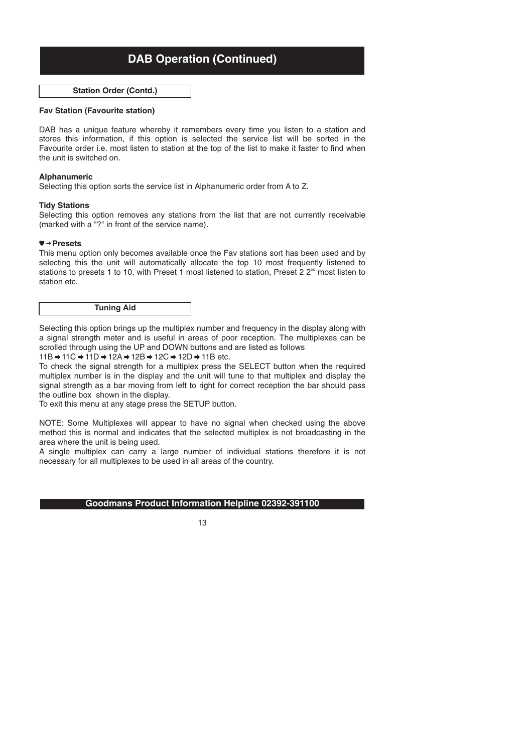# DAB Operation (Continued)

## Station Order (Contd.)

**Fav Station (Favourite station)**

DAB has a unique feature whereby it remembers every time you listen to a station and stores this information, if this option is selected the service list will be sorted in the Favourite order i.e. most listen to station at the top of the list to make it faster to find when the unit is switched on.

**Alphanumeric**

Selecting this option sorts the service list in Alphanumeric order from A to Z.

**Tidy Stations**

Selecting this option removes any stations from the list that are not currently receivable (marked with a "?" in front of the service name).

**♥→Presets**

This menu option only becomes available once the Fav stations sort has been used and by selecting this the unit will automatically allocate the top 10 most frequently listened to stations to presets 1 to 10, with Preset 1 most listened to station, Preset 2 2nd most listen to station etc.

## Tuning Aid

Selecting this option brings up the multiplex number and frequency in the display along with a signal strength meter and is useful in areas of poor reception. The multiplexes can be scrolled through using the UP and DOWN buttons and are listed as follows

11B ➡ 11C ➡ 11D ➡ 12A ➡ 12B ➡ 12C ➡ 12D ➡ 11B etc.

To check the signal strength for a multiplex press the SELECT button when the required multiplex number is in the display and the unit will tune to that multiplex and display the signal strength as a bar moving from left to right for correct reception the bar should pass the outline box shown in the display.

To exit this menu at any stage press the SETUP button.

NOTE: Some Multiplexes will appear to have no signal when checked using the above method this is normal and indicates that the selected multiplex is not broadcasting in the area where the unit is being used.

A single multiplex can carry a large number of individual stations therefore it is not necessary for all multiplexes to be used in all areas of the country.

**Goodmans Product Information Helpline 02392-391100**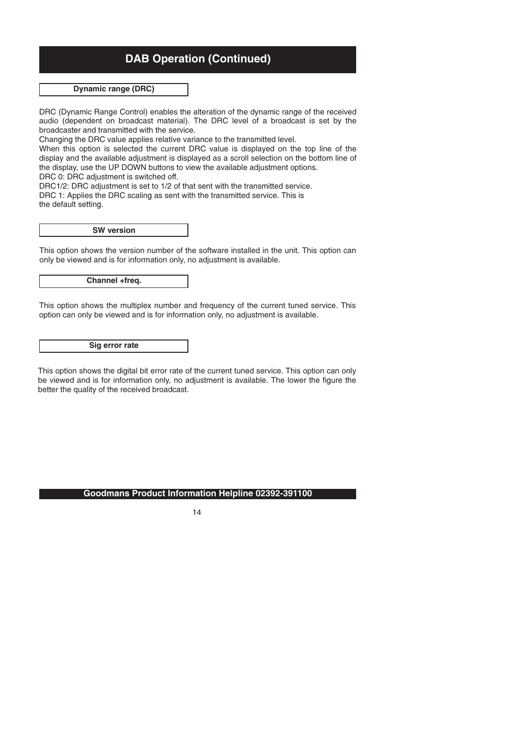# DAB Operation (Continued)

### Dynamic range (DRC)

DRC (Dynamic Range Control) enables the alteration of the dynamic range of the received audio (dependent on broadcast material). The DRC level of a broadcast is set by the broadcaster and transmitted with the service.

Changing the DRC value applies relative variance to the transmitted level.

When this option is selected the current DRC value is displayed on the top line of the display and the available adjustment is displayed as a scroll selection on the bottom line of the display, use the UP DOWN buttons to view the available adjustment options.

DRC 0: DRC adjustment is switched off.

DRC1/2: DRC adjustment is set to 1/2 of that sent with the transmitted service.

DRC 1: Applies the DRC scaling as sent with the transmitted service. This is the default setting.

### SW version

This option shows the version number of the software installed in the unit. This option can only be viewed and is for information only, no adjustment is available.

### Channel +freq.

This option shows the multiplex number and frequency of the current tuned service. This option can only be viewed and is for information only, no adjustment is available.

### Sig error rate

This option shows the digital bit error rate of the current tuned service. This option can only be viewed and is for information only, no adjustment is available. The lower the figure the better the quality of the received broadcast.

**Goodmans Product Information Helpline 02392-391100**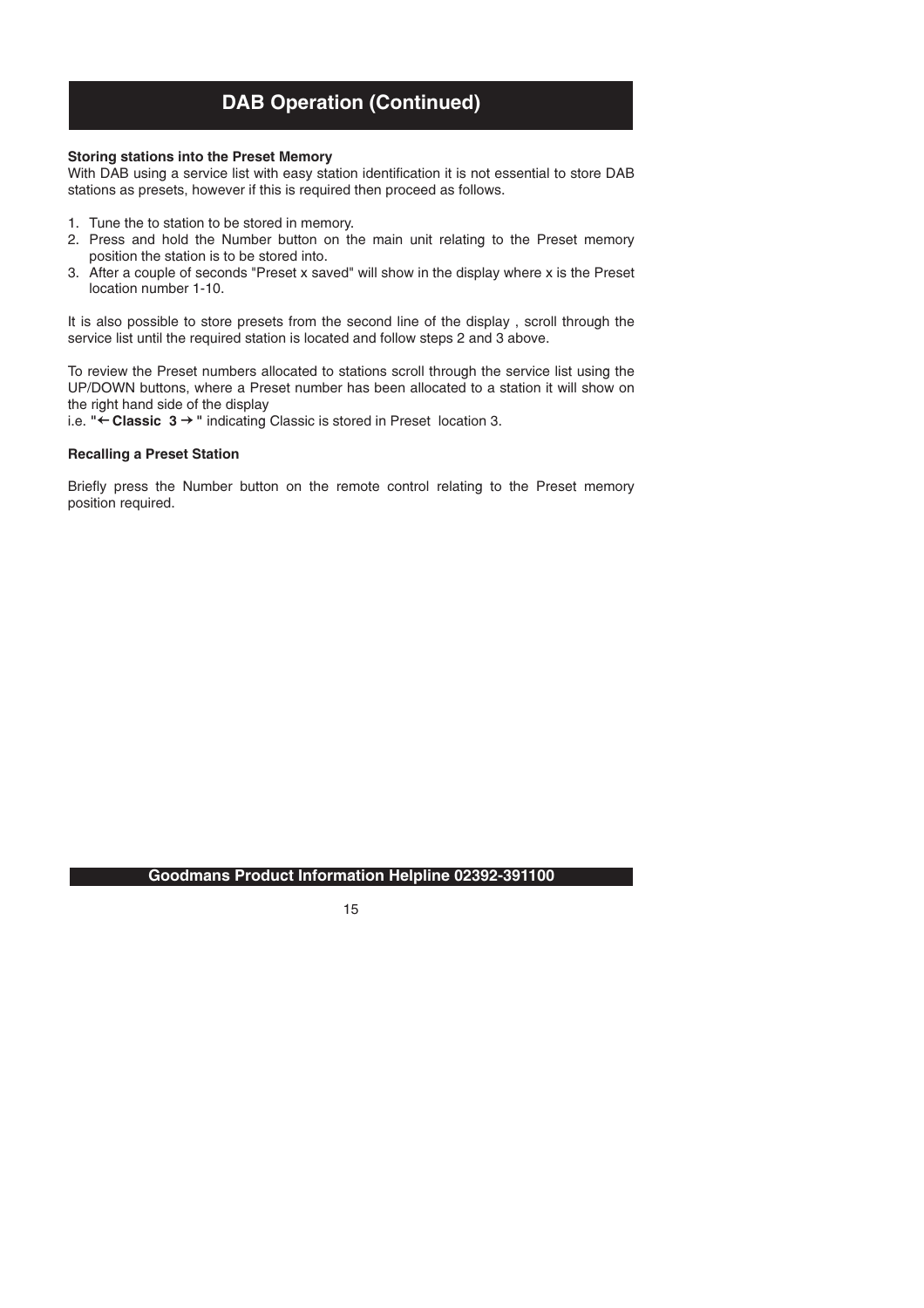# DAB Operation (Continued)

**Storing stations into the Preset Memory**

With DAB using a service list with easy station identification it is not essential to store DAB stations as presets, however if this is required then proceed as follows.

1. Tune the to station to be stored in memory.
2. Press and hold the Number button on the main unit relating to the Preset memory position the station is to be stored into.
3. After a couple of seconds "Preset x saved" will show in the display where x is the Preset location number 1-10.

It is also possible to store presets from the second line of the display , scroll through the service list until the required station is located and follow steps 2 and 3 above.

To review the Preset numbers allocated to stations scroll through the service list using the UP/DOWN buttons, where a Preset number has been allocated to a station it will show on the right hand side of the display
i.e. **"← Classic 3 → "** indicating Classic is stored in Preset location 3.

**Recalling a Preset Station**

Briefly press the Number button on the remote control relating to the Preset memory position required.

**Goodmans Product Information Helpline 02392-391100**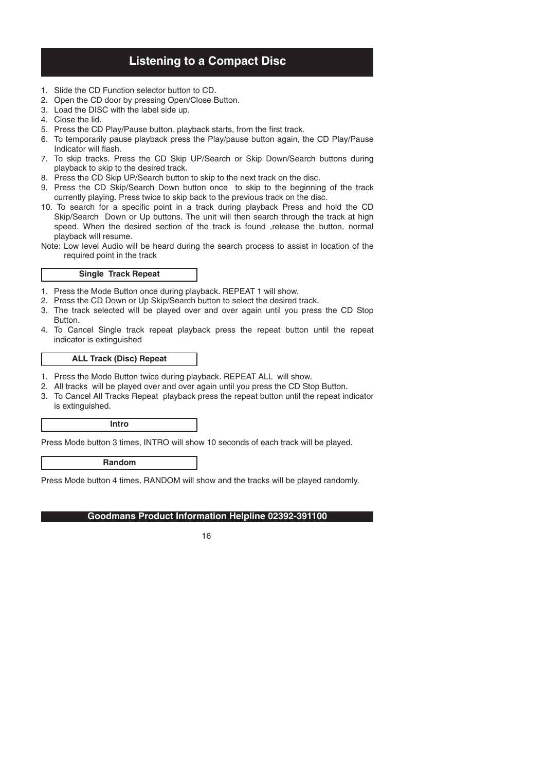## Listening to a Compact Disc

1. Slide the CD Function selector button to CD.
2. Open the CD door by pressing Open/Close Button.
3. Load the DISC with the label side up.
4. Close the lid.
5. Press the CD Play/Pause button. playback starts, from the first track.
6. To temporarily pause playback press the Play/pause button again, the CD Play/Pause Indicator will flash.
7. To skip tracks. Press the CD Skip UP/Search or Skip Down/Search buttons during playback to skip to the desired track.
8. Press the CD Skip UP/Search button to skip to the next track on the disc.
9. Press the CD Skip/Search Down button once to skip to the beginning of the track currently playing. Press twice to skip back to the previous track on the disc.
10. To search for a specific point in a track during playback Press and hold the CD Skip/Search Down or Up buttons. The unit will then search through the track at high speed. When the desired section of the track is found ,release the button, normal playback will resume.

Note: Low level Audio will be heard during the search process to assist in location of the required point in the track

### Single Track Repeat

1. Press the Mode Button once during playback. REPEAT 1 will show.
2. Press the CD Down or Up Skip/Search button to select the desired track.
3. The track selected will be played over and over again until you press the CD Stop Button.
4. To Cancel Single track repeat playback press the repeat button until the repeat indicator is extinguished

### ALL Track (Disc) Repeat

1. Press the Mode Button twice during playback. REPEAT ALL will show.
2. All tracks will be played over and over again until you press the CD Stop Button.
3. To Cancel All Tracks Repeat playback press the repeat button until the repeat indicator is extinguished.

### Intro

Press Mode button 3 times, INTRO will show 10 seconds of each track will be played.

### Random

Press Mode button 4 times, RANDOM will show and the tracks will be played randomly.

**Goodmans Product Information Helpline 02392-391100**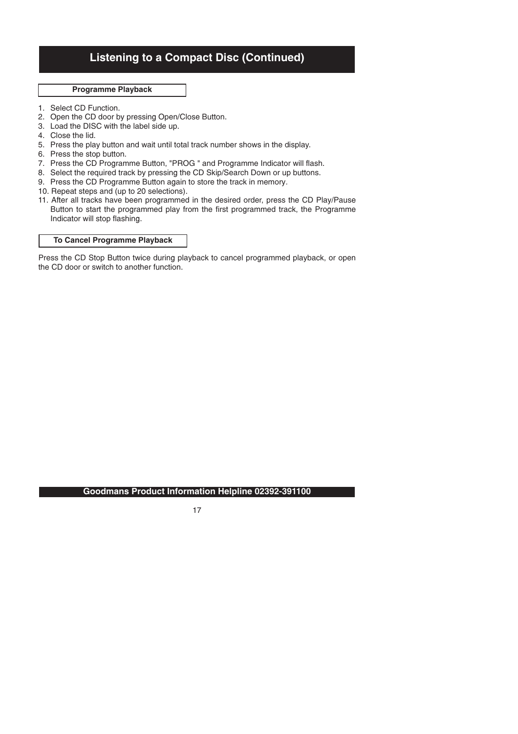## Listening to a Compact Disc (Continued)

### Programme Playback

1. Select CD Function.
2. Open the CD door by pressing Open/Close Button.
3. Load the DISC with the label side up.
4. Close the lid.
5. Press the play button and wait until total track number shows in the display.
6. Press the stop button.
7. Press the CD Programme Button, "PROG " and Programme Indicator will flash.
8. Select the required track by pressing the CD Skip/Search Down or up buttons.
9. Press the CD Programme Button again to store the track in memory.
10. Repeat steps and (up to 20 selections).
11. After all tracks have been programmed in the desired order, press the CD Play/Pause Button to start the programmed play from the first programmed track, the Programme Indicator will stop flashing.

### To Cancel Programme Playback

Press the CD Stop Button twice during playback to cancel programmed playback, or open the CD door or switch to another function.

**Goodmans Product Information Helpline 02392-391100**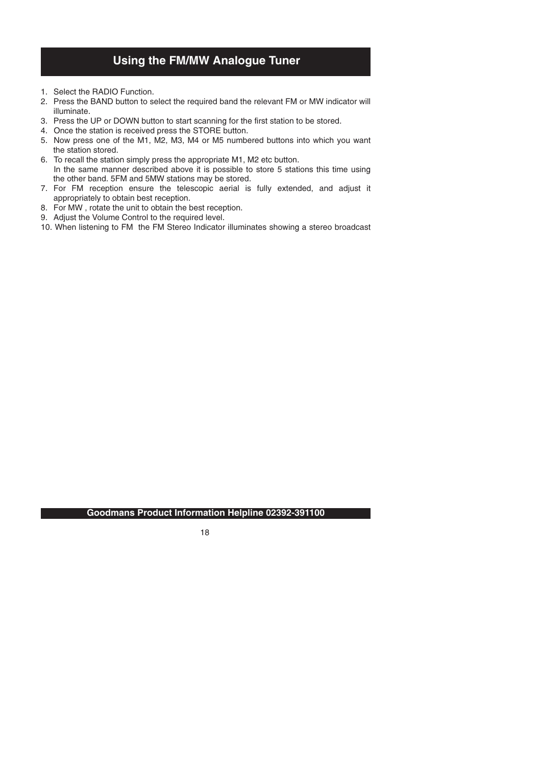# Using the FM/MW Analogue Tuner

1. Select the RADIO Function.
2. Press the BAND button to select the required band the relevant FM or MW indicator will illuminate.
3. Press the UP or DOWN button to start scanning for the first station to be stored.
4. Once the station is received press the STORE button.
5. Now press one of the M1, M2, M3, M4 or M5 numbered buttons into which you want the station stored.
6. To recall the station simply press the appropriate M1, M2 etc button.
   In the same manner described above it is possible to store 5 stations this time using the other band. 5FM and 5MW stations may be stored.
7. For FM reception ensure the telescopic aerial is fully extended, and adjust it appropriately to obtain best reception.
8. For MW , rotate the unit to obtain the best reception.
9. Adjust the Volume Control to the required level.
10. When listening to FM the FM Stereo Indicator illuminates showing a stereo broadcast